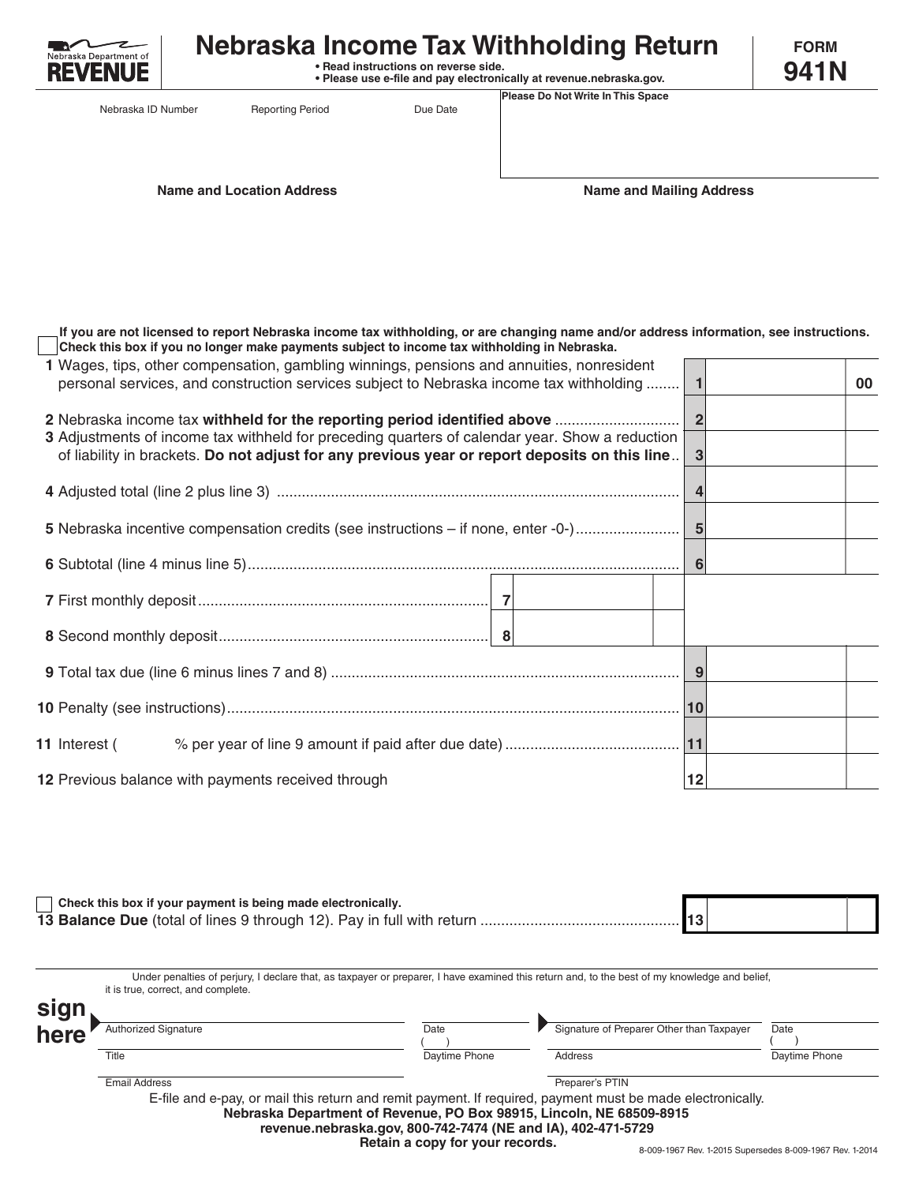Nebraska Department of **REVENUE**

# Nebraska Income Tax Withholding Return

- **Read instructions on reverse side.**
- **Please use e-file and pay electronically at revenue.nebraska.gov.**

**FORM 941N**

| Nebraska ID Number | Reporting Period | Due Date | Please Do Not Write In This Space |
|---|---|---|---|
| | | | |

**Name and Location Address** | **Name and Mailing Address**

**If you are not licensed to report Nebraska income tax withholding, or are changing name and/or address information, see instructions.**

☐ **Check this box if you no longer make payments subject to income tax withholding in Nebraska.**

| Line | Description | | | |
|---|---|---|---|---|
| 1 | Wages, tips, other compensation, gambling winnings, pensions and annuities, nonresident personal services, and construction services subject to Nebraska income tax withholding | 1 | | 00 |
| 2 | Nebraska income tax **withheld for the reporting period identified above** | 2 | | |
| 3 | Adjustments of income tax withheld for preceding quarters of calendar year. Show a reduction of liability in brackets. **Do not adjust for any previous year or report deposits on this line** | 3 | | |
| 4 | Adjusted total (line 2 plus line 3) | 4 | | |
| 5 | Nebraska incentive compensation credits (see instructions – if none, enter -0-) | 5 | | |
| 6 | Subtotal (line 4 minus line 5) | 6 | | |
| 7 | First monthly deposit | 7 | | |
| 8 | Second monthly deposit | 8 | | |
| 9 | Total tax due (line 6 minus lines 7 and 8) | 9 | | |
| 10 | Penalty (see instructions) | 10 | | |
| 11 | Interest (      % per year of line 9 amount if paid after due date) | 11 | | |
| 12 | Previous balance with payments received through | 12 | | |

☐ **Check this box if your payment is being made electronically.**

| Line | Description | | | |
|---|---|---|---|---|
| 13 | **Balance Due** (total of lines 9 through 12). Pay in full with return | 13 | | |

Under penalties of perjury, I declare that, as taxpayer or preparer, I have examined this return and, to the best of my knowledge and belief, it is true, correct, and complete.

**sign here**

| Authorized Signature | Date | Signature of Preparer Other than Taxpayer | Date |
|---|---|---|---|
| Title | ( ) Daytime Phone | Address | ( ) Daytime Phone |
| Email Address | | Preparer's PTIN | |

E-file and e-pay, or mail this return and remit payment. If required, payment must be made electronically.

**Nebraska Department of Revenue, PO Box 98915, Lincoln, NE 68509-8915**

**revenue.nebraska.gov, 800-742-7474 (NE and IA), 402-471-5729**

**Retain a copy for your records.**

8-009-1967 Rev. 1-2015 Supersedes 8-009-1967 Rev. 1-2014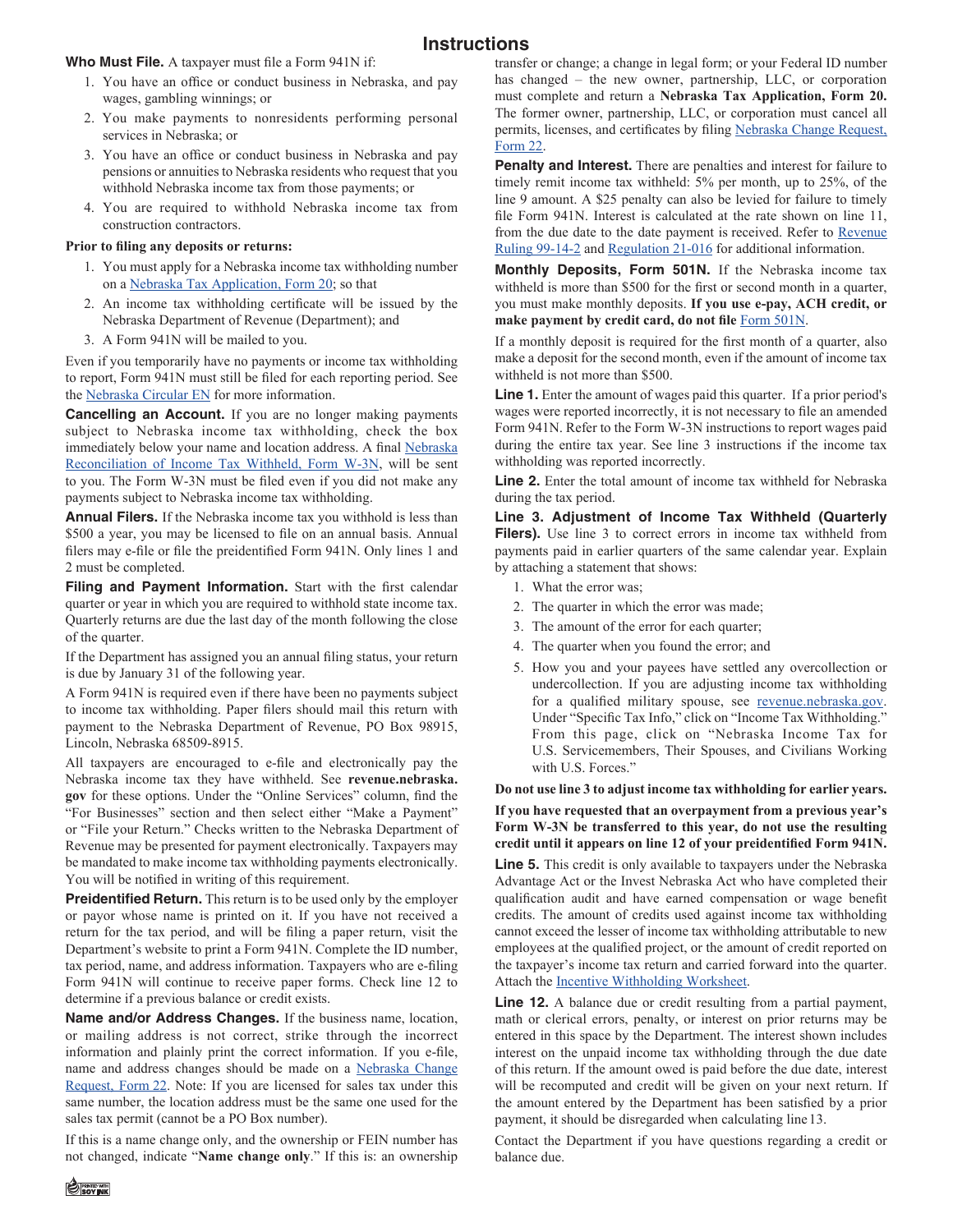# Instructions

**Who Must File.** A taxpayer must file a Form 941N if:

1. You have an office or conduct business in Nebraska, and pay wages, gambling winnings; or
2. You make payments to nonresidents performing personal services in Nebraska; or
3. You have an office or conduct business in Nebraska and pay pensions or annuities to Nebraska residents who request that you withhold Nebraska income tax from those payments; or
4. You are required to withhold Nebraska income tax from construction contractors.

**Prior to filing any deposits or returns:**

1. You must apply for a Nebraska income tax withholding number on a Nebraska Tax Application, Form 20; so that
2. An income tax withholding certificate will be issued by the Nebraska Department of Revenue (Department); and
3. A Form 941N will be mailed to you.

Even if you temporarily have no payments or income tax withholding to report, Form 941N must still be filed for each reporting period. See the Nebraska Circular EN for more information.

**Cancelling an Account.** If you are no longer making payments subject to Nebraska income tax withholding, check the box immediately below your name and location address. A final Nebraska Reconciliation of Income Tax Withheld, Form W-3N, will be sent to you. The Form W-3N must be filed even if you did not make any payments subject to Nebraska income tax withholding.

**Annual Filers.** If the Nebraska income tax you withhold is less than $500 a year, you may be licensed to file on an annual basis. Annual filers may e-file or file the preidentified Form 941N. Only lines 1 and 2 must be completed.

**Filing and Payment Information.** Start with the first calendar quarter or year in which you are required to withhold state income tax. Quarterly returns are due the last day of the month following the close of the quarter.

If the Department has assigned you an annual filing status, your return is due by January 31 of the following year.

A Form 941N is required even if there have been no payments subject to income tax withholding. Paper filers should mail this return with payment to the Nebraska Department of Revenue, PO Box 98915, Lincoln, Nebraska 68509-8915.

All taxpayers are encouraged to e-file and electronically pay the Nebraska income tax they have withheld. See **revenue.nebraska.gov** for these options. Under the "Online Services" column, find the "For Businesses" section and then select either "Make a Payment" or "File your Return." Checks written to the Nebraska Department of Revenue may be presented for payment electronically. Taxpayers may be mandated to make income tax withholding payments electronically. You will be notified in writing of this requirement.

**Preidentified Return.** This return is to be used only by the employer or payor whose name is printed on it. If you have not received a return for the tax period, and will be filing a paper return, visit the Department's website to print a Form 941N. Complete the ID number, tax period, name, and address information. Taxpayers who are e-filing Form 941N will continue to receive paper forms. Check line 12 to determine if a previous balance or credit exists.

**Name and/or Address Changes.** If the business name, location, or mailing address is not correct, strike through the incorrect information and plainly print the correct information. If you e-file, name and address changes should be made on a Nebraska Change Request, Form 22. Note: If you are licensed for sales tax under this same number, the location address must be the same one used for the sales tax permit (cannot be a PO Box number).

If this is a name change only, and the ownership or FEIN number has not changed, indicate "**Name change only**." If this is: an ownership transfer or change; a change in legal form; or your Federal ID number has changed – the new owner, partnership, LLC, or corporation must complete and return a **Nebraska Tax Application, Form 20.** The former owner, partnership, LLC, or corporation must cancel all permits, licenses, and certificates by filing Nebraska Change Request, Form 22.

**Penalty and Interest.** There are penalties and interest for failure to timely remit income tax withheld: 5% per month, up to 25%, of the line 9 amount. A $25 penalty can also be levied for failure to timely file Form 941N. Interest is calculated at the rate shown on line 11, from the due date to the date payment is received. Refer to Revenue Ruling 99-14-2 and Regulation 21-016 for additional information.

**Monthly Deposits, Form 501N.** If the Nebraska income tax withheld is more than $500 for the first or second month in a quarter, you must make monthly deposits. **If you use e-pay, ACH credit, or make payment by credit card, do not file** Form 501N.

If a monthly deposit is required for the first month of a quarter, also make a deposit for the second month, even if the amount of income tax withheld is not more than $500.

**Line 1.** Enter the amount of wages paid this quarter. If a prior period's wages were reported incorrectly, it is not necessary to file an amended Form 941N. Refer to the Form W-3N instructions to report wages paid during the entire tax year. See line 3 instructions if the income tax withholding was reported incorrectly.

**Line 2.** Enter the total amount of income tax withheld for Nebraska during the tax period.

**Line 3. Adjustment of Income Tax Withheld (Quarterly Filers).** Use line 3 to correct errors in income tax withheld from payments paid in earlier quarters of the same calendar year. Explain by attaching a statement that shows:

1. What the error was;
2. The quarter in which the error was made;
3. The amount of the error for each quarter;
4. The quarter when you found the error; and
5. How you and your payees have settled any overcollection or undercollection. If you are adjusting income tax withholding for a qualified military spouse, see revenue.nebraska.gov. Under "Specific Tax Info," click on "Income Tax Withholding." From this page, click on "Nebraska Income Tax for U.S. Servicemembers, Their Spouses, and Civilians Working with U.S. Forces."

**Do not use line 3 to adjust income tax withholding for earlier years.**

**If you have requested that an overpayment from a previous year's Form W-3N be transferred to this year, do not use the resulting credit until it appears on line 12 of your preidentified Form 941N.**

**Line 5.** This credit is only available to taxpayers under the Nebraska Advantage Act or the Invest Nebraska Act who have completed their qualification audit and have earned compensation or wage benefit credits. The amount of credits used against income tax withholding cannot exceed the lesser of income tax withholding attributable to new employees at the qualified project, or the amount of credit reported on the taxpayer's income tax return and carried forward into the quarter. Attach the Incentive Withholding Worksheet.

**Line 12.** A balance due or credit resulting from a partial payment, math or clerical errors, penalty, or interest on prior returns may be entered in this space by the Department. The interest shown includes interest on the unpaid income tax withholding through the due date of this return. If the amount owed is paid before the due date, interest will be recomputed and credit will be given on your next return. If the amount entered by the Department has been satisfied by a prior payment, it should be disregarded when calculating line 13.

Contact the Department if you have questions regarding a credit or balance due.